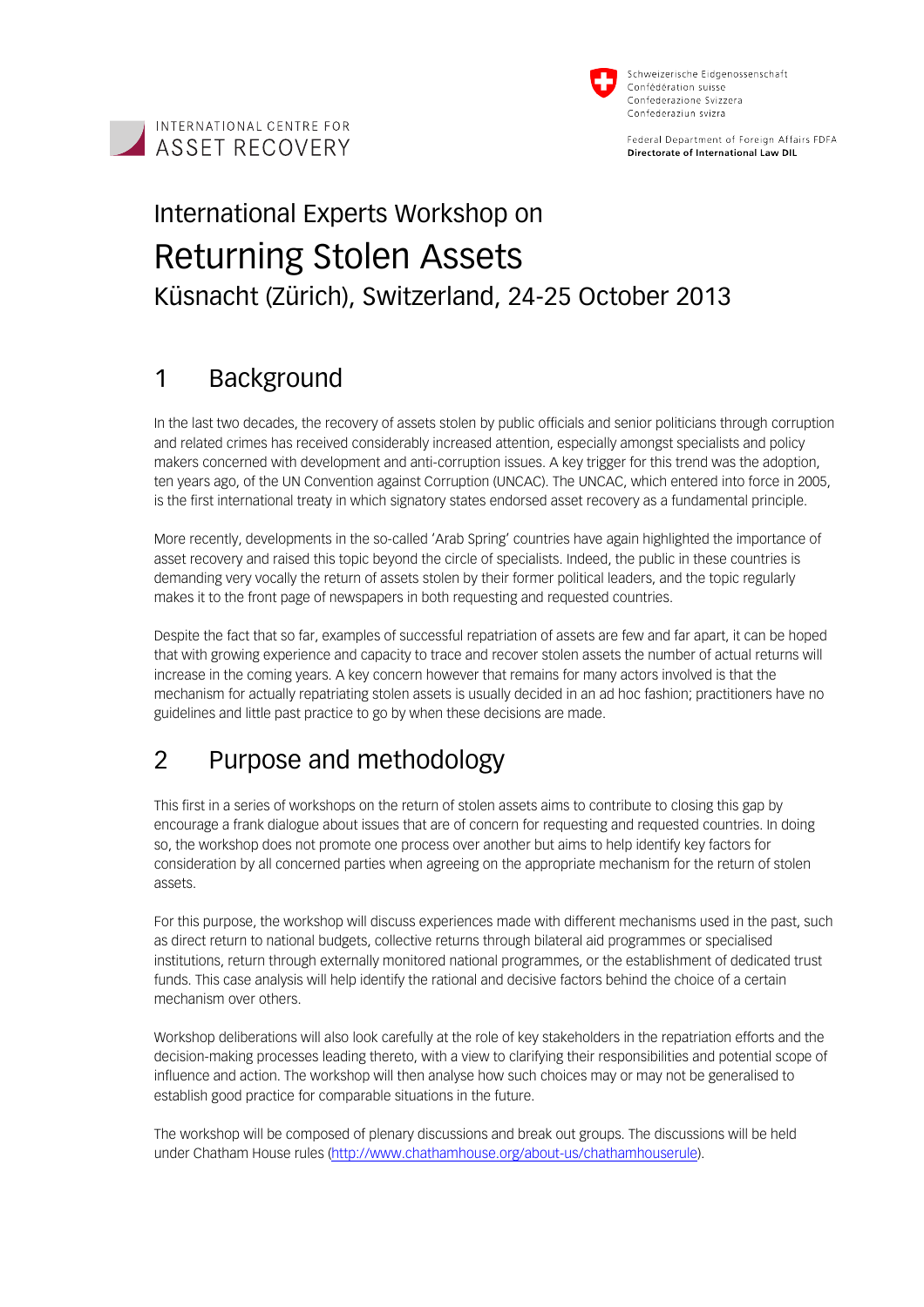INTERNATIONAL CENTRE FOR
ASSET RECOVERY

Schweizerische Eidgenossenschaft
Confédération suisse
Confederazione Svizzera
Confederaziun svizra

Federal Department of Foreign Affairs FDFA
**Directorate of International Law DIL**

International Experts Workshop on

# Returning Stolen Assets

Küsnacht (Zürich), Switzerland, 24-25 October 2013

## 1 Background

In the last two decades, the recovery of assets stolen by public officials and senior politicians through corruption and related crimes has received considerably increased attention, especially amongst specialists and policy makers concerned with development and anti-corruption issues. A key trigger for this trend was the adoption, ten years ago, of the UN Convention against Corruption (UNCAC). The UNCAC, which entered into force in 2005, is the first international treaty in which signatory states endorsed asset recovery as a fundamental principle.

More recently, developments in the so-called 'Arab Spring' countries have again highlighted the importance of asset recovery and raised this topic beyond the circle of specialists. Indeed, the public in these countries is demanding very vocally the return of assets stolen by their former political leaders, and the topic regularly makes it to the front page of newspapers in both requesting and requested countries.

Despite the fact that so far, examples of successful repatriation of assets are few and far apart, it can be hoped that with growing experience and capacity to trace and recover stolen assets the number of actual returns will increase in the coming years. A key concern however that remains for many actors involved is that the mechanism for actually repatriating stolen assets is usually decided in an ad hoc fashion; practitioners have no guidelines and little past practice to go by when these decisions are made.

## 2 Purpose and methodology

This first in a series of workshops on the return of stolen assets aims to contribute to closing this gap by encourage a frank dialogue about issues that are of concern for requesting and requested countries. In doing so, the workshop does not promote one process over another but aims to help identify key factors for consideration by all concerned parties when agreeing on the appropriate mechanism for the return of stolen assets.

For this purpose, the workshop will discuss experiences made with different mechanisms used in the past, such as direct return to national budgets, collective returns through bilateral aid programmes or specialised institutions, return through externally monitored national programmes, or the establishment of dedicated trust funds. This case analysis will help identify the rational and decisive factors behind the choice of a certain mechanism over others.

Workshop deliberations will also look carefully at the role of key stakeholders in the repatriation efforts and the decision-making processes leading thereto, with a view to clarifying their responsibilities and potential scope of influence and action. The workshop will then analyse how such choices may or may not be generalised to establish good practice for comparable situations in the future.

The workshop will be composed of plenary discussions and break out groups. The discussions will be held under Chatham House rules (http://www.chathamhouse.org/about-us/chathamhouserule).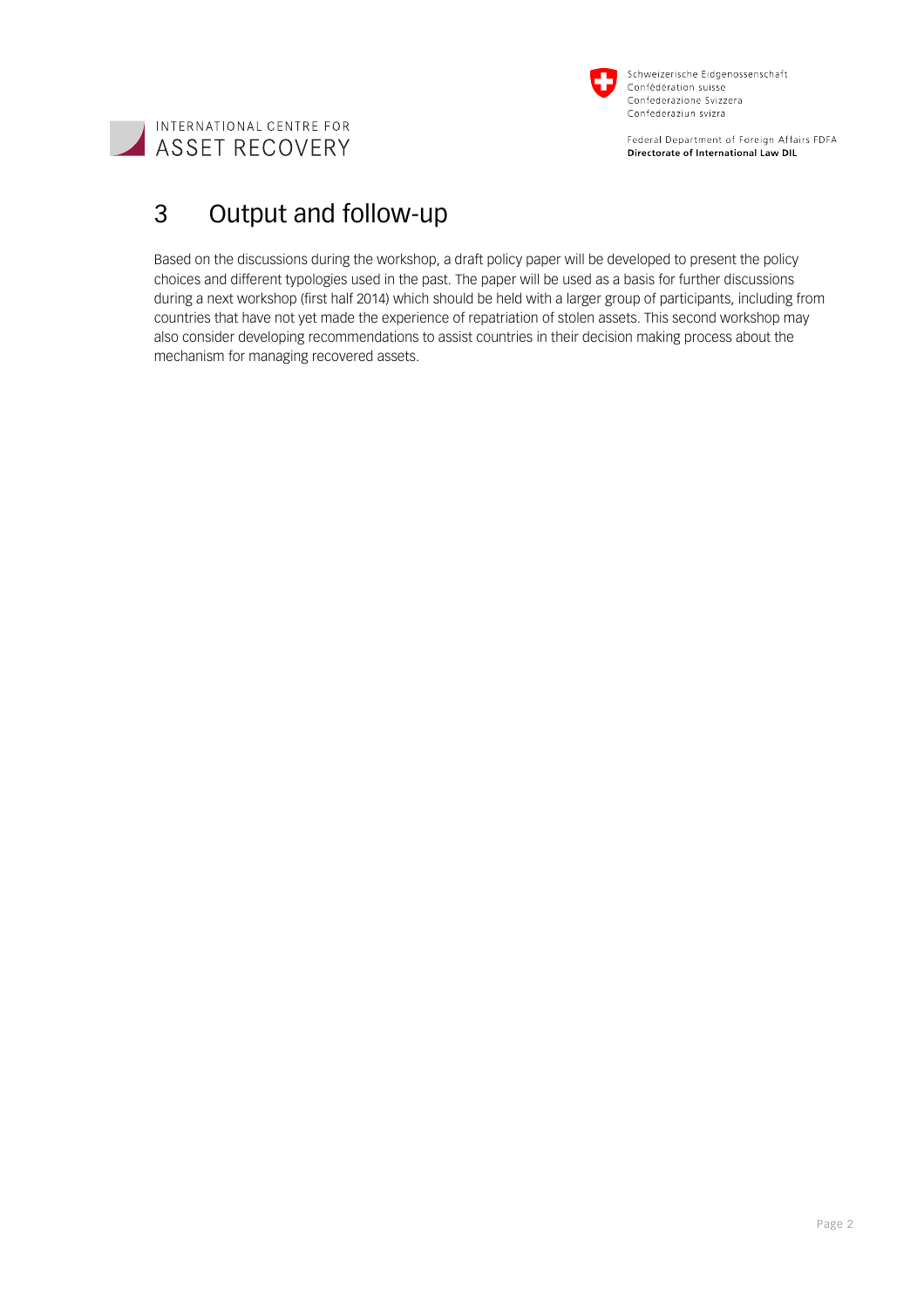# 3 Output and follow-up

Based on the discussions during the workshop, a draft policy paper will be developed to present the policy choices and different typologies used in the past. The paper will be used as a basis for further discussions during a next workshop (first half 2014) which should be held with a larger group of participants, including from countries that have not yet made the experience of repatriation of stolen assets. This second workshop may also consider developing recommendations to assist countries in their decision making process about the mechanism for managing recovered assets.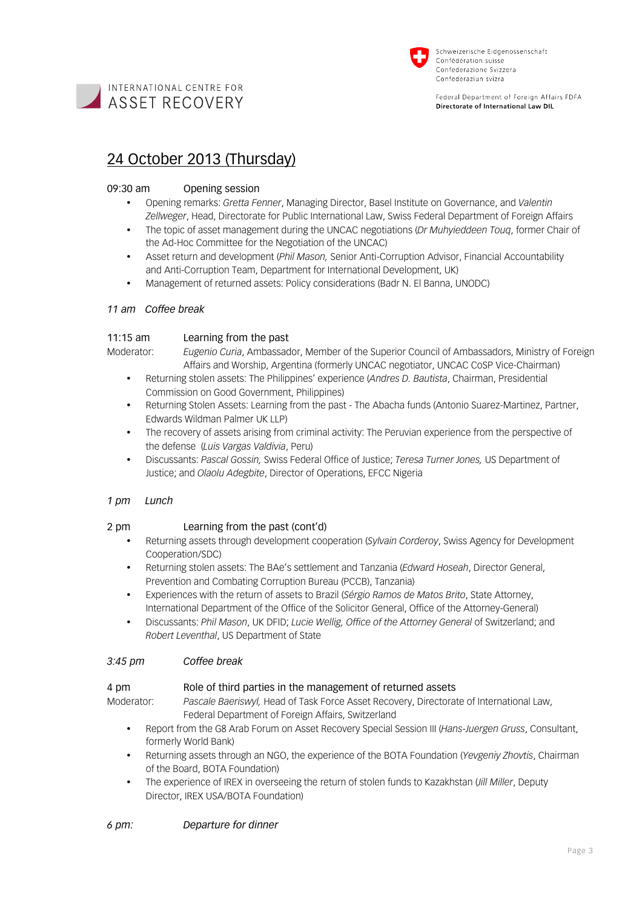## 24 October 2013 (Thursday)

09:30 am Opening session

- Opening remarks: *Gretta Fenner*, Managing Director, Basel Institute on Governance, and *Valentin Zellweger*, Head, Directorate for Public International Law, Swiss Federal Department of Foreign Affairs
- The topic of asset management during the UNCAC negotiations (*Dr Muhyieddeen Touq*, former Chair of the Ad-Hoc Committee for the Negotiation of the UNCAC)
- Asset return and development (*Phil Mason,* Senior Anti-Corruption Advisor, Financial Accountability and Anti-Corruption Team, Department for International Development, UK)
- Management of returned assets: Policy considerations (Badr N. El Banna, UNODC)

*11 am Coffee break*

11:15 am Learning from the past

Moderator: *Eugenio Curia*, Ambassador, Member of the Superior Council of Ambassadors, Ministry of Foreign Affairs and Worship, Argentina (formerly UNCAC negotiator, UNCAC CoSP Vice-Chairman)

- Returning stolen assets: The Philippines' experience (*Andres D. Bautista*, Chairman, Presidential Commission on Good Government, Philippines)
- Returning Stolen Assets: Learning from the past - The Abacha funds (Antonio Suarez-Martinez, Partner, Edwards Wildman Palmer UK LLP)
- The recovery of assets arising from criminal activity: The Peruvian experience from the perspective of the defense (*Luis Vargas Valdivia*, Peru)
- Discussants: *Pascal Gossin,* Swiss Federal Office of Justice; *Teresa Turner Jones,* US Department of Justice; and *Olaolu Adegbite*, Director of Operations, EFCC Nigeria

*1 pm Lunch*

2 pm Learning from the past (cont'd)

- Returning assets through development cooperation (*Sylvain Corderoy*, Swiss Agency for Development Cooperation/SDC)
- Returning stolen assets: The BAe's settlement and Tanzania (*Edward Hoseah*, Director General, Prevention and Combating Corruption Bureau (PCCB), Tanzania)
- Experiences with the return of assets to Brazil (*Sérgio Ramos de Matos Brito*, State Attorney, International Department of the Office of the Solicitor General, Office of the Attorney-General)
- Discussants: *Phil Mason*, UK DFID; *Lucie Wellig, Office of the Attorney General* of Switzerland; and *Robert Leventhal*, US Department of State

*3:45 pm Coffee break*

4 pm Role of third parties in the management of returned assets

Moderator: *Pascale Baeriswyl,* Head of Task Force Asset Recovery, Directorate of International Law, Federal Department of Foreign Affairs, Switzerland

- Report from the G8 Arab Forum on Asset Recovery Special Session III (*Hans-Juergen Gruss*, Consultant, formerly World Bank)
- Returning assets through an NGO, the experience of the BOTA Foundation (*Yevgeniy Zhovtis*, Chairman of the Board, BOTA Foundation)
- The experience of IREX in overseeing the return of stolen funds to Kazakhstan (*Jill Miller*, Deputy Director, IREX USA/BOTA Foundation)

*6 pm: Departure for dinner*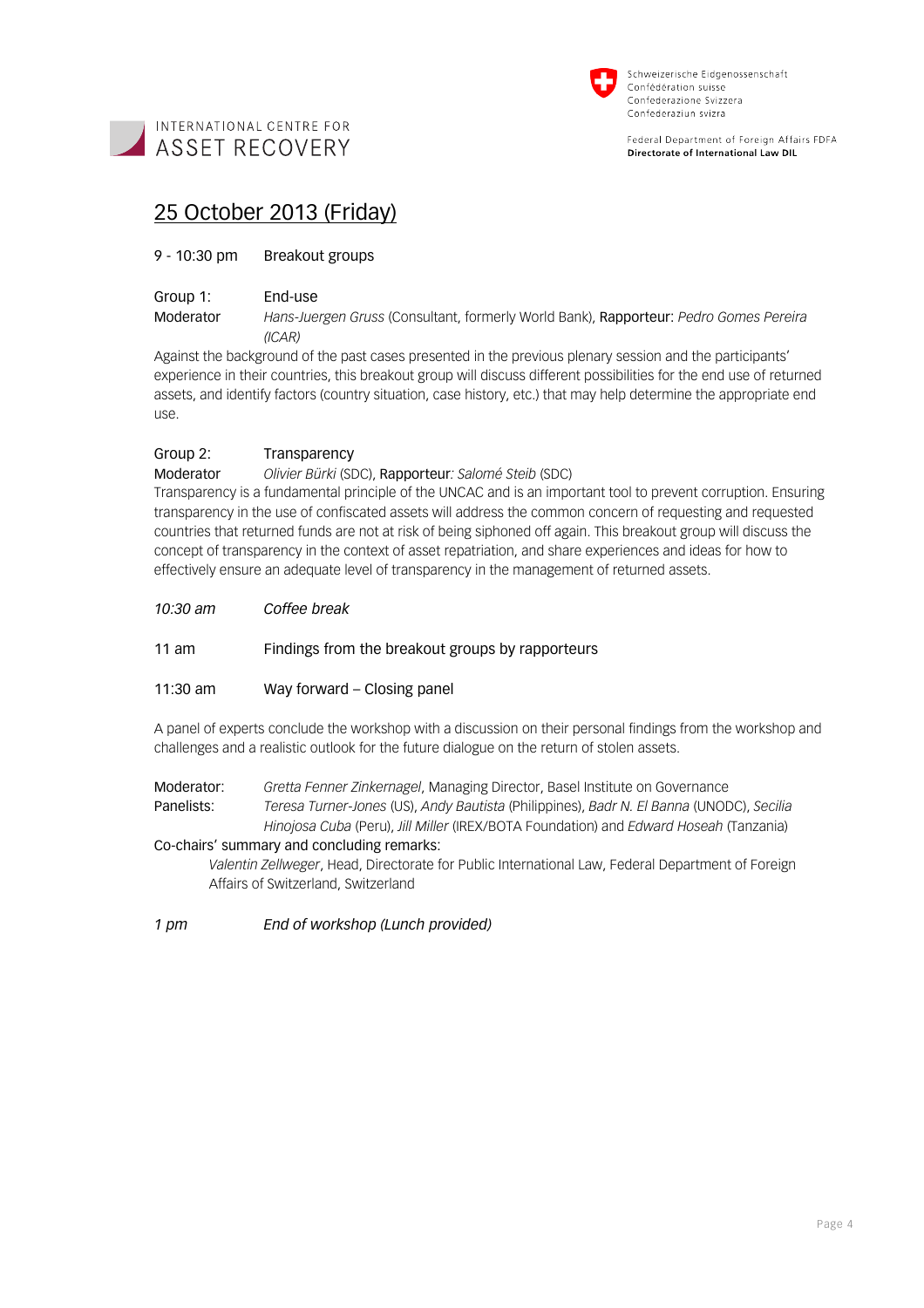INTERNATIONAL CENTRE FOR
ASSET RECOVERY

Schweizerische Eidgenossenschaft
Confédération suisse
Confederazione Svizzera
Confederaziun svizra

Federal Department of Foreign Affairs FDFA
**Directorate of International Law DIL**

## 25 October 2013 (Friday)

9 - 10:30 pm Breakout groups

Group 1: End-use
Moderator *Hans-Juergen Gruss* (Consultant, formerly World Bank), Rapporteur: *Pedro Gomes Pereira (ICAR)*

Against the background of the past cases presented in the previous plenary session and the participants' experience in their countries, this breakout group will discuss different possibilities for the end use of returned assets, and identify factors (country situation, case history, etc.) that may help determine the appropriate end use.

Group 2: Transparency
Moderator *Olivier Bürki* (SDC), Rapporteur*: Salomé Steib* (SDC)

Transparency is a fundamental principle of the UNCAC and is an important tool to prevent corruption. Ensuring transparency in the use of confiscated assets will address the common concern of requesting and requested countries that returned funds are not at risk of being siphoned off again. This breakout group will discuss the concept of transparency in the context of asset repatriation, and share experiences and ideas for how to effectively ensure an adequate level of transparency in the management of returned assets.

*10:30 am Coffee break*

11 am Findings from the breakout groups by rapporteurs

11:30 am Way forward – Closing panel

A panel of experts conclude the workshop with a discussion on their personal findings from the workshop and challenges and a realistic outlook for the future dialogue on the return of stolen assets.

Moderator: *Gretta Fenner Zinkernagel*, Managing Director, Basel Institute on Governance
Panelists: *Teresa Turner-Jones* (US), *Andy Bautista* (Philippines), *Badr N. El Banna* (UNODC), *Secilia Hinojosa Cuba* (Peru), *Jill Miller* (IREX/BOTA Foundation) and *Edward Hoseah* (Tanzania)

Co-chairs' summary and concluding remarks:
*Valentin Zellweger*, Head, Directorate for Public International Law, Federal Department of Foreign Affairs of Switzerland, Switzerland

*1 pm End of workshop (Lunch provided)*